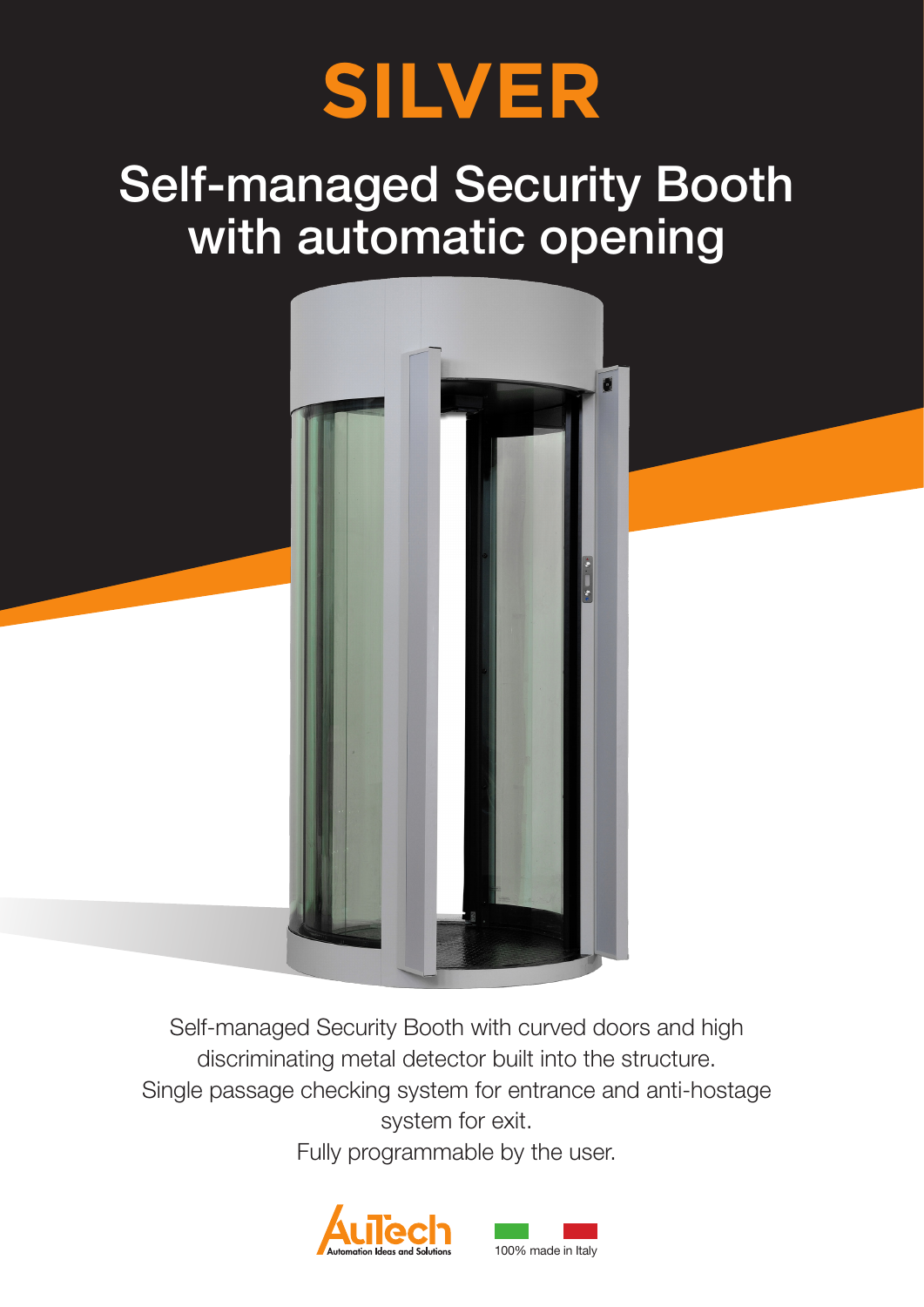# SILVER

## Self-managed Security Booth with automatic opening

Self-managed Security Booth with curved doors and high discriminating metal detector built into the structure.
Single passage checking system for entrance and anti-hostage system for exit.
Fully programmable by the user.

AuTech
Automation Ideas and Solutions

100% made in Italy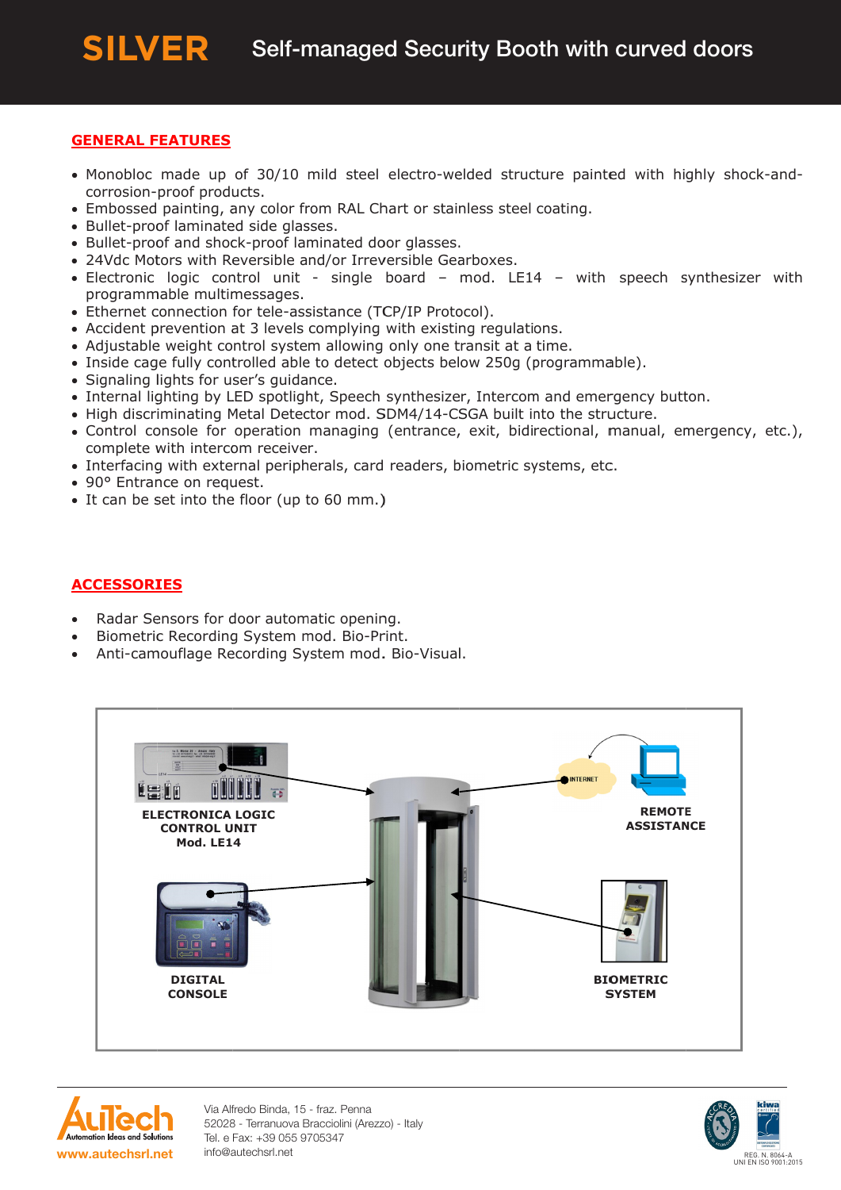# SILVER Self-managed Security Booth with curved doors

## GENERAL FEATURES

- Monobloc made up of 30/10 mild steel electro-welded structure painted with highly shock-and-corrosion-proof products.
- Embossed painting, any color from RAL Chart or stainless steel coating.
- Bullet-proof laminated side glasses.
- Bullet-proof and shock-proof laminated door glasses.
- 24Vdc Motors with Reversible and/or Irreversible Gearboxes.
- Electronic logic control unit - single board – mod. LE14 – with speech synthesizer with programmable multimessages.
- Ethernet connection for tele-assistance (TCP/IP Protocol).
- Accident prevention at 3 levels complying with existing regulations.
- Adjustable weight control system allowing only one transit at a time.
- Inside cage fully controlled able to detect objects below 250g (programmable).
- Signaling lights for user's guidance.
- Internal lighting by LED spotlight, Speech synthesizer, Intercom and emergency button.
- High discriminating Metal Detector mod. SDM4/14-CSGA built into the structure.
- Control console for operation managing (entrance, exit, bidirectional, manual, emergency, etc.), complete with intercom receiver.
- Interfacing with external peripherals, card readers, biometric systems, etc.
- 90° Entrance on request.
- It can be set into the floor (up to 60 mm.)

## ACCESSORIES

- Radar Sensors for door automatic opening.
- Biometric Recording System mod. Bio-Print.
- Anti-camouflage Recording System mod. Bio-Visual.

ELECTRONICA LOGIC CONTROL UNIT Mod. LE14

REMOTE ASSISTANCE

DIGITAL CONSOLE

BIOMETRIC SYSTEM

Via Alfredo Binda, 15 - fraz. Penna
52028 - Terranuova Bracciolini (Arezzo) - Italy
Tel. e Fax: +39 055 9705347
info@autechsrl.net

www.autechsrl.net

REG. N. 8064-A
UNI EN ISO 9001:2015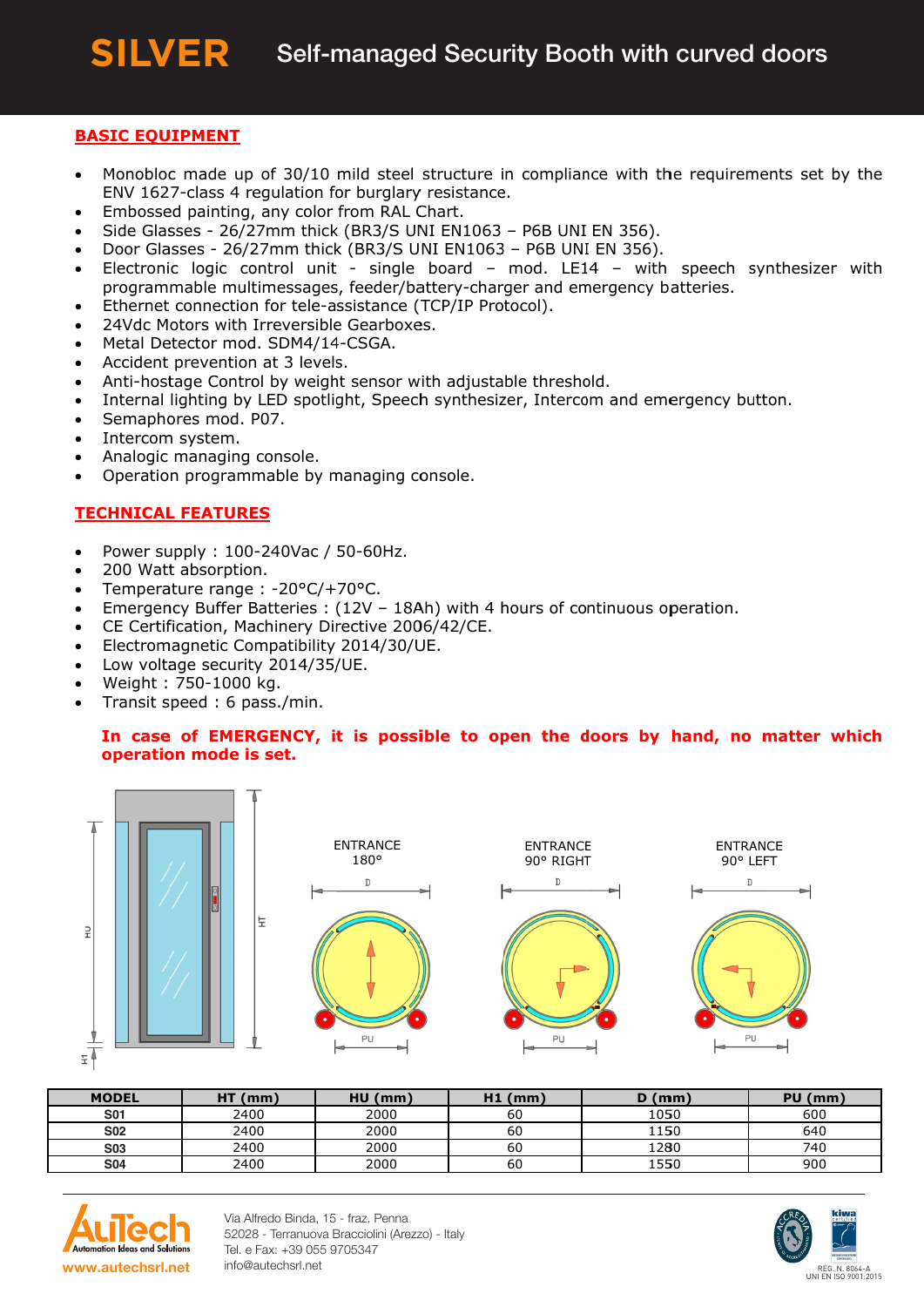# SILVER Self-managed Security Booth with curved doors

## BASIC EQUIPMENT

- Monobloc made up of 30/10 mild steel structure in compliance with the requirements set by the ENV 1627-class 4 regulation for burglary resistance.
- Embossed painting, any color from RAL Chart.
- Side Glasses - 26/27mm thick (BR3/S UNI EN1063 – P6B UNI EN 356).
- Door Glasses - 26/27mm thick (BR3/S UNI EN1063 – P6B UNI EN 356).
- Electronic logic control unit - single board – mod. LE14 – with speech synthesizer with programmable multimessages, feeder/battery-charger and emergency batteries.
- Ethernet connection for tele-assistance (TCP/IP Protocol).
- 24Vdc Motors with Irreversible Gearboxes.
- Metal Detector mod. SDM4/14-CSGA.
- Accident prevention at 3 levels.
- Anti-hostage Control by weight sensor with adjustable threshold.
- Internal lighting by LED spotlight, Speech synthesizer, Intercom and emergency button.
- Semaphores mod. P07.
- Intercom system.
- Analogic managing console.
- Operation programmable by managing console.

## TECHNICAL FEATURES

- Power supply : 100-240Vac / 50-60Hz.
- 200 Watt absorption.
- Temperature range : -20°C/+70°C.
- Emergency Buffer Batteries : (12V – 18Ah) with 4 hours of continuous operation.
- CE Certification, Machinery Directive 2006/42/CE.
- Electromagnetic Compatibility 2014/30/UE.
- Low voltage security 2014/35/UE.
- Weight : 750-1000 kg.
- Transit speed : 6 pass./min.

**In case of EMERGENCY, it is possible to open the doors by hand, no matter which operation mode is set.**

HU
HT
H1

ENTRANCE 180°
D
PU

ENTRANCE 90° RIGHT
D
PU

ENTRANCE 90° LEFT
D
PU

| MODEL | HT (mm) | HU (mm) | H1 (mm) | D (mm) | PU (mm) |
|---|---|---|---|---|---|
| S01 | 2400 | 2000 | 60 | 1050 | 600 |
| S02 | 2400 | 2000 | 60 | 1150 | 640 |
| S03 | 2400 | 2000 | 60 | 1280 | 740 |
| S04 | 2400 | 2000 | 60 | 1550 | 900 |

AuTech Automation Ideas and Solutions
www.autechsrl.net

Via Alfredo Binda, 15 - fraz. Penna
52028 - Terranuova Bracciolini (Arezzo) - Italy
Tel. e Fax: +39 055 9705347
info@autechsrl.net

REG. N. 8064-A
UNI EN ISO 9001:2015